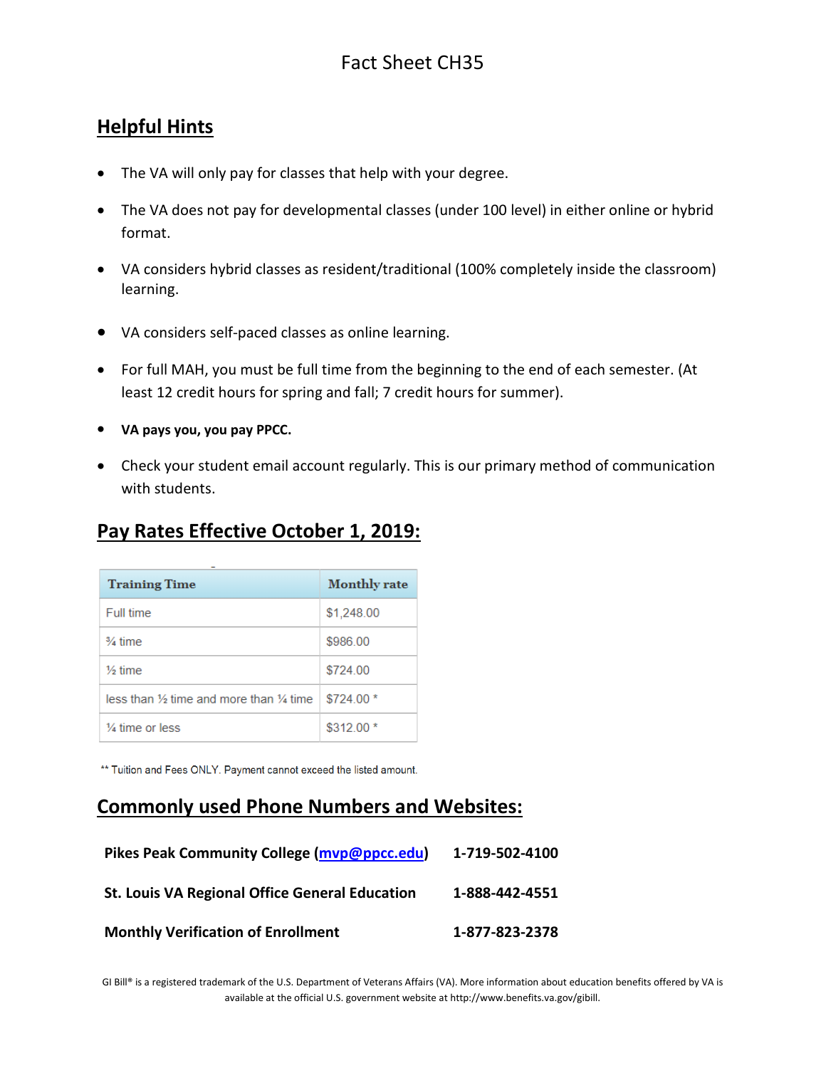# Fact Sheet CH35

## Helpful Hints

- The VA will only pay for classes that help with your degree.
- The VA does not pay for developmental classes (under 100 level) in either online or hybrid format.
- VA considers hybrid classes as resident/traditional (100% completely inside the classroom) learning.
- VA considers self-paced classes as online learning.
- For full MAH, you must be full time from the beginning to the end of each semester. (At least 12 credit hours for spring and fall; 7 credit hours for summer).
- **VA pays you, you pay PPCC.**
- Check your student email account regularly. This is our primary method of communication with students.

## Pay Rates Effective October 1, 2019:

| Training Time | Monthly rate |
|---|---|
| Full time | $1,248.00 |
| ¾ time | $986.00 |
| ½ time | $724.00 |
| less than ½ time and more than ¼ time | $724.00 * |
| ¼ time or less | $312.00 * |

** Tuition and Fees ONLY. Payment cannot exceed the listed amount.

## Commonly used Phone Numbers and Websites:

| | |
|---|---|
| **Pikes Peak Community College (mvp@ppcc.edu)** | **1-719-502-4100** |
| **St. Louis VA Regional Office General Education** | **1-888-442-4551** |
| **Monthly Verification of Enrollment** | **1-877-823-2378** |

GI Bill® is a registered trademark of the U.S. Department of Veterans Affairs (VA). More information about education benefits offered by VA is available at the official U.S. government website at http://www.benefits.va.gov/gibill.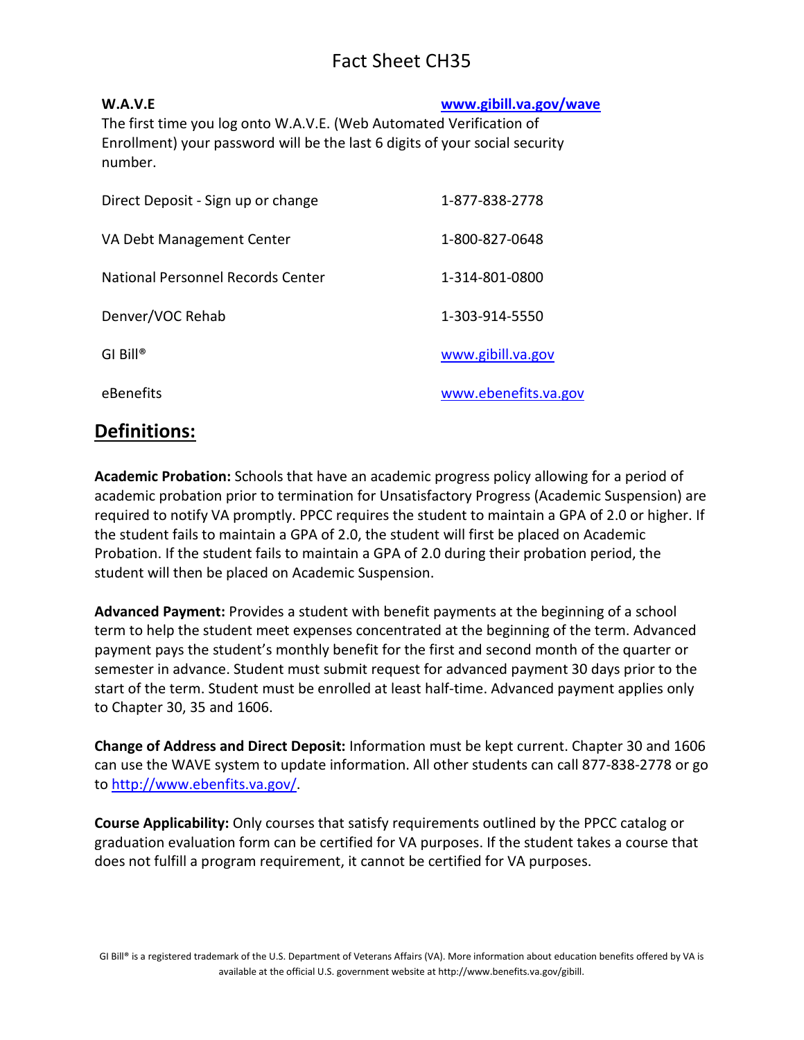# Fact Sheet CH35

**W.A.V.E** **www.gibill.va.gov/wave**

The first time you log onto W.A.V.E. (Web Automated Verification of Enrollment) your password will be the last 6 digits of your social security number.

| | |
|---|---|
| Direct Deposit - Sign up or change | 1-877-838-2778 |
| VA Debt Management Center | 1-800-827-0648 |
| National Personnel Records Center | 1-314-801-0800 |
| Denver/VOC Rehab | 1-303-914-5550 |
| GI Bill® | www.gibill.va.gov |
| eBenefits | www.ebenefits.va.gov |

## Definitions:

**Academic Probation:** Schools that have an academic progress policy allowing for a period of academic probation prior to termination for Unsatisfactory Progress (Academic Suspension) are required to notify VA promptly. PPCC requires the student to maintain a GPA of 2.0 or higher. If the student fails to maintain a GPA of 2.0, the student will first be placed on Academic Probation. If the student fails to maintain a GPA of 2.0 during their probation period, the student will then be placed on Academic Suspension.

**Advanced Payment:** Provides a student with benefit payments at the beginning of a school term to help the student meet expenses concentrated at the beginning of the term. Advanced payment pays the student's monthly benefit for the first and second month of the quarter or semester in advance. Student must submit request for advanced payment 30 days prior to the start of the term. Student must be enrolled at least half-time. Advanced payment applies only to Chapter 30, 35 and 1606.

**Change of Address and Direct Deposit:** Information must be kept current. Chapter 30 and 1606 can use the WAVE system to update information. All other students can call 877-838-2778 or go to http://www.ebenfits.va.gov/.

**Course Applicability:** Only courses that satisfy requirements outlined by the PPCC catalog or graduation evaluation form can be certified for VA purposes. If the student takes a course that does not fulfill a program requirement, it cannot be certified for VA purposes.

GI Bill® is a registered trademark of the U.S. Department of Veterans Affairs (VA). More information about education benefits offered by VA is available at the official U.S. government website at http://www.benefits.va.gov/gibill.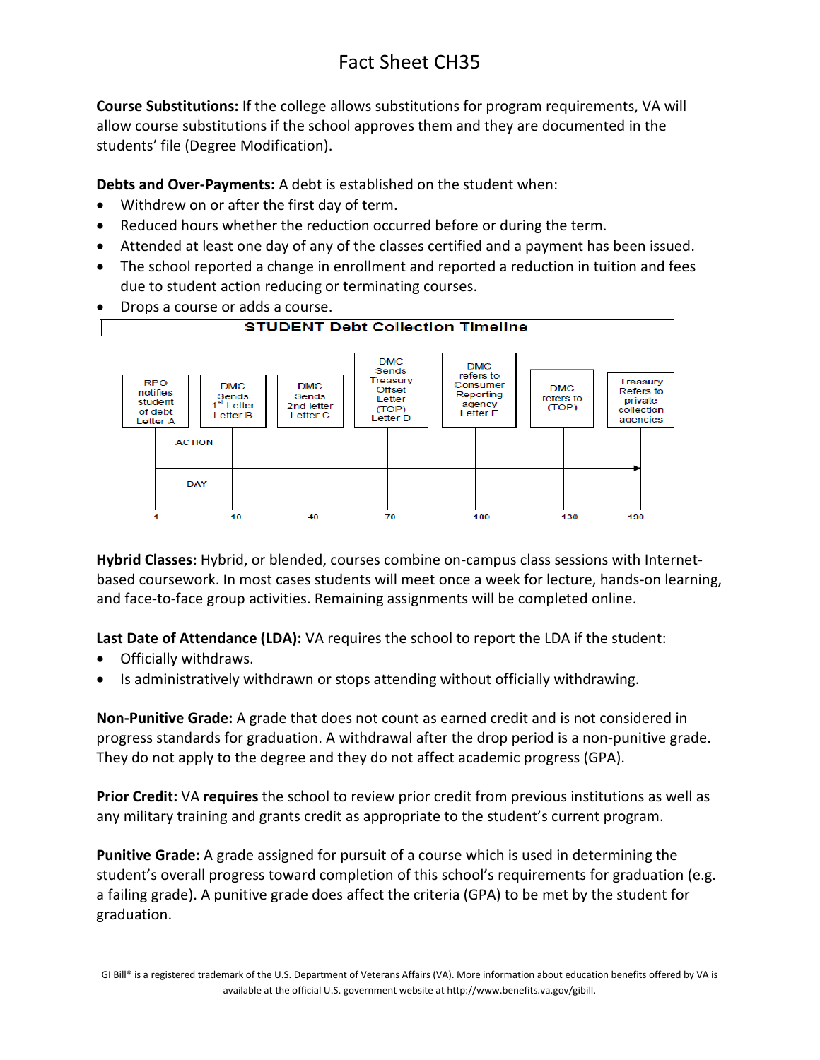# Fact Sheet CH35

**Course Substitutions:** If the college allows substitutions for program requirements, VA will allow course substitutions if the school approves them and they are documented in the students' file (Degree Modification).

**Debts and Over-Payments:** A debt is established on the student when:

- Withdrew on or after the first day of term.
- Reduced hours whether the reduction occurred before or during the term.
- Attended at least one day of any of the classes certified and a payment has been issued.
- The school reported a change in enrollment and reported a reduction in tuition and fees due to student action reducing or terminating courses.
- Drops a course or adds a course.

**STUDENT Debt Collection Timeline**

| DAY | ACTION |
| --- | --- |
| 1 | RPO notifies student of debt Letter A |
| 10 | DMC Sends 1st Letter Letter B |
| 40 | DMC Sends 2nd letter Letter C |
| 70 | DMC Sends Treasury Offset Letter (TOP) Letter D |
| 100 | DMC refers to Consumer Reporting agency Letter E |
| 130 | DMC refers to (TOP) |
| 190 | Treasury Refers to private collection agencies |

**Hybrid Classes:** Hybrid, or blended, courses combine on-campus class sessions with Internet-based coursework. In most cases students will meet once a week for lecture, hands-on learning, and face-to-face group activities. Remaining assignments will be completed online.

**Last Date of Attendance (LDA):** VA requires the school to report the LDA if the student:

- Officially withdraws.
- Is administratively withdrawn or stops attending without officially withdrawing.

**Non-Punitive Grade:** A grade that does not count as earned credit and is not considered in progress standards for graduation. A withdrawal after the drop period is a non-punitive grade. They do not apply to the degree and they do not affect academic progress (GPA).

**Prior Credit:** VA **requires** the school to review prior credit from previous institutions as well as any military training and grants credit as appropriate to the student's current program.

**Punitive Grade:** A grade assigned for pursuit of a course which is used in determining the student's overall progress toward completion of this school's requirements for graduation (e.g. a failing grade). A punitive grade does affect the criteria (GPA) to be met by the student for graduation.

GI Bill® is a registered trademark of the U.S. Department of Veterans Affairs (VA). More information about education benefits offered by VA is available at the official U.S. government website at http://www.benefits.va.gov/gibill.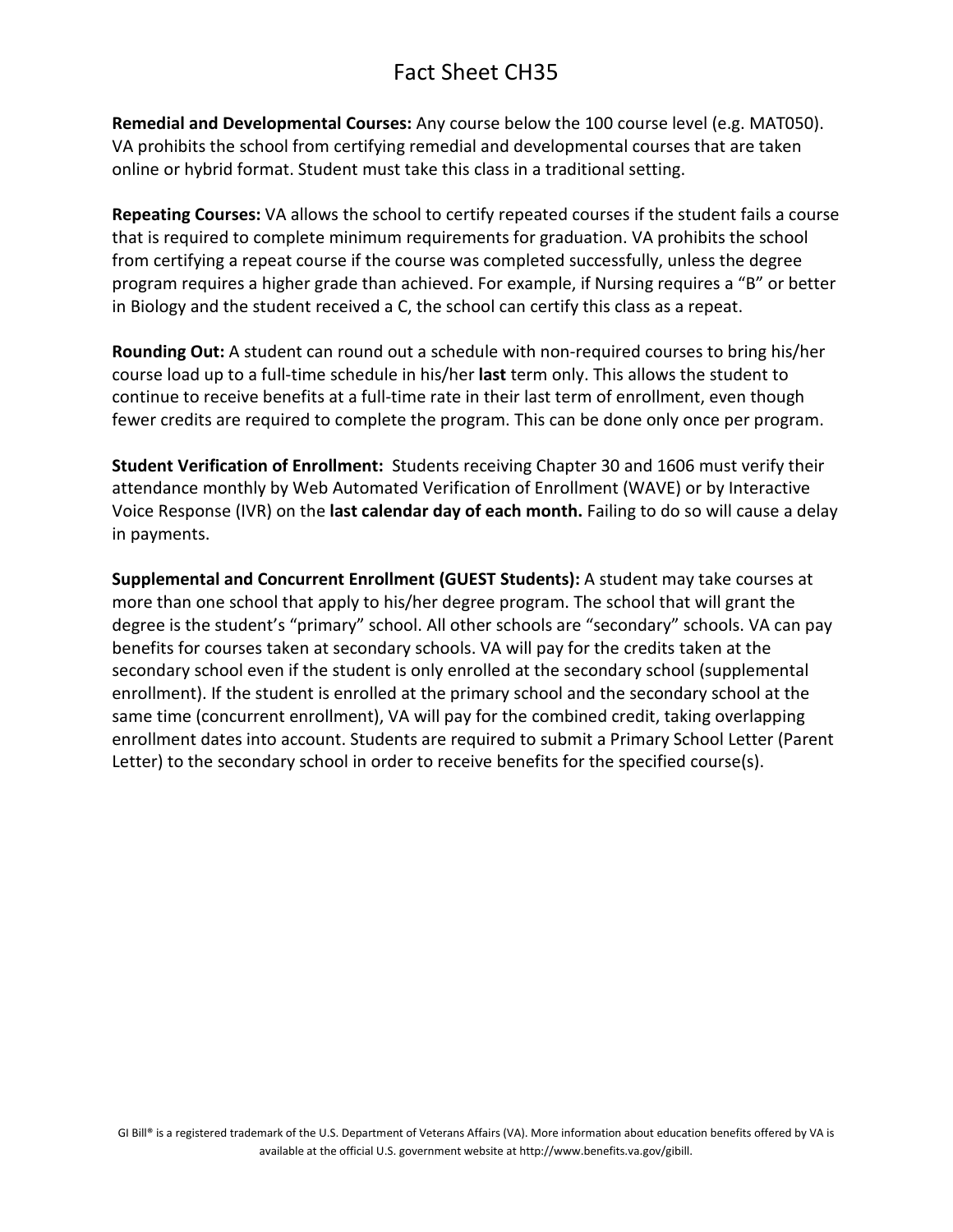# Fact Sheet CH35

**Remedial and Developmental Courses:** Any course below the 100 course level (e.g. MAT050). VA prohibits the school from certifying remedial and developmental courses that are taken online or hybrid format. Student must take this class in a traditional setting.

**Repeating Courses:** VA allows the school to certify repeated courses if the student fails a course that is required to complete minimum requirements for graduation. VA prohibits the school from certifying a repeat course if the course was completed successfully, unless the degree program requires a higher grade than achieved. For example, if Nursing requires a "B" or better in Biology and the student received a C, the school can certify this class as a repeat.

**Rounding Out:** A student can round out a schedule with non-required courses to bring his/her course load up to a full-time schedule in his/her **last** term only. This allows the student to continue to receive benefits at a full-time rate in their last term of enrollment, even though fewer credits are required to complete the program. This can be done only once per program.

**Student Verification of Enrollment:** Students receiving Chapter 30 and 1606 must verify their attendance monthly by Web Automated Verification of Enrollment (WAVE) or by Interactive Voice Response (IVR) on the **last calendar day of each month.** Failing to do so will cause a delay in payments.

**Supplemental and Concurrent Enrollment (GUEST Students):** A student may take courses at more than one school that apply to his/her degree program. The school that will grant the degree is the student's "primary" school. All other schools are "secondary" schools. VA can pay benefits for courses taken at secondary schools. VA will pay for the credits taken at the secondary school even if the student is only enrolled at the secondary school (supplemental enrollment). If the student is enrolled at the primary school and the secondary school at the same time (concurrent enrollment), VA will pay for the combined credit, taking overlapping enrollment dates into account. Students are required to submit a Primary School Letter (Parent Letter) to the secondary school in order to receive benefits for the specified course(s).

GI Bill® is a registered trademark of the U.S. Department of Veterans Affairs (VA). More information about education benefits offered by VA is available at the official U.S. government website at http://www.benefits.va.gov/gibill.